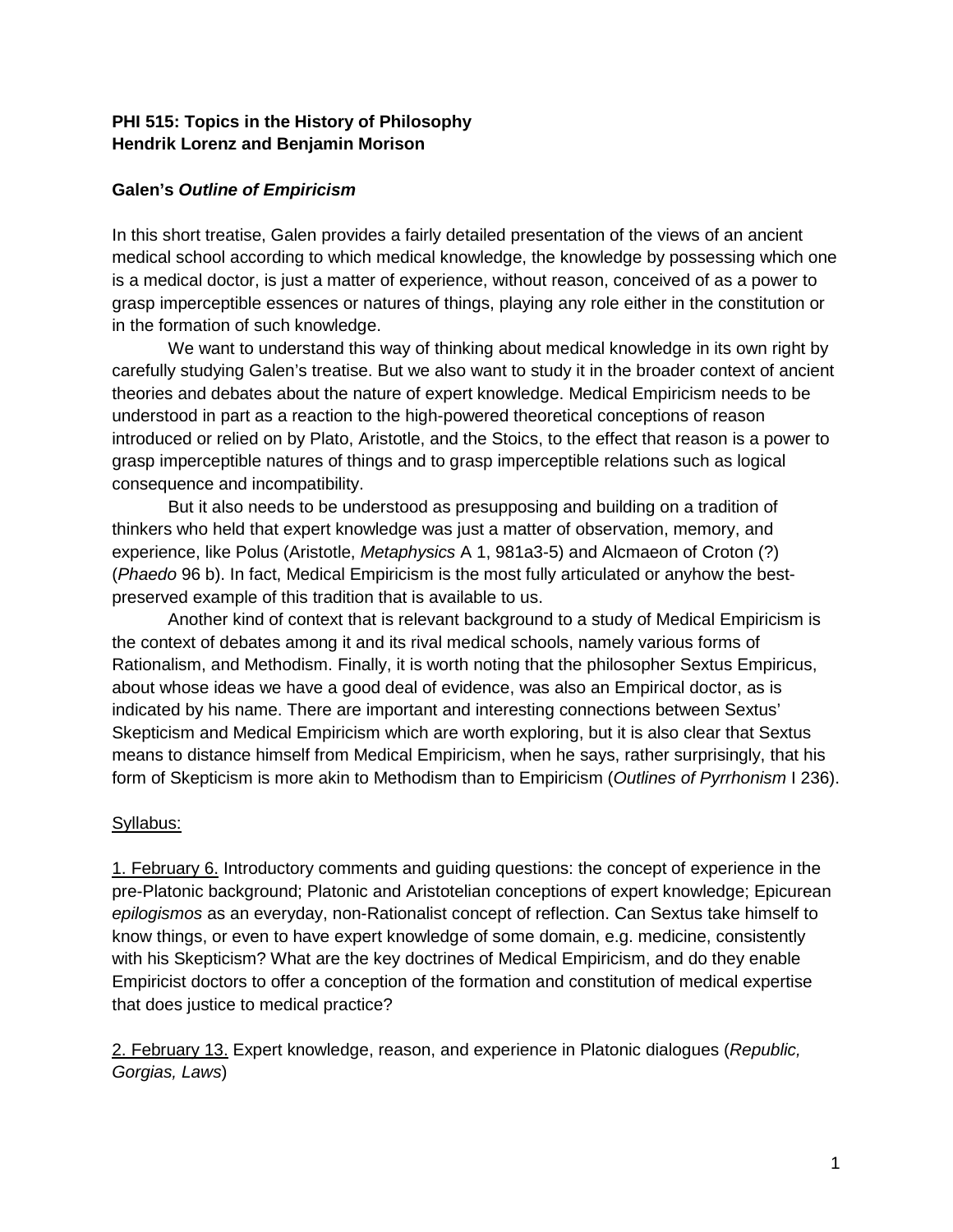**PHI 515: Topics in the History of Philosophy**
**Hendrik Lorenz and Benjamin Morison**

**Galen's *Outline of Empiricism***

In this short treatise, Galen provides a fairly detailed presentation of the views of an ancient medical school according to which medical knowledge, the knowledge by possessing which one is a medical doctor, is just a matter of experience, without reason, conceived of as a power to grasp imperceptible essences or natures of things, playing any role either in the constitution or in the formation of such knowledge.

We want to understand this way of thinking about medical knowledge in its own right by carefully studying Galen's treatise. But we also want to study it in the broader context of ancient theories and debates about the nature of expert knowledge. Medical Empiricism needs to be understood in part as a reaction to the high-powered theoretical conceptions of reason introduced or relied on by Plato, Aristotle, and the Stoics, to the effect that reason is a power to grasp imperceptible natures of things and to grasp imperceptible relations such as logical consequence and incompatibility.

But it also needs to be understood as presupposing and building on a tradition of thinkers who held that expert knowledge was just a matter of observation, memory, and experience, like Polus (Aristotle, *Metaphysics* A 1, 981a3-5) and Alcmaeon of Croton (?) (*Phaedo* 96 b). In fact, Medical Empiricism is the most fully articulated or anyhow the best-preserved example of this tradition that is available to us.

Another kind of context that is relevant background to a study of Medical Empiricism is the context of debates among it and its rival medical schools, namely various forms of Rationalism, and Methodism. Finally, it is worth noting that the philosopher Sextus Empiricus, about whose ideas we have a good deal of evidence, was also an Empirical doctor, as is indicated by his name. There are important and interesting connections between Sextus' Skepticism and Medical Empiricism which are worth exploring, but it is also clear that Sextus means to distance himself from Medical Empiricism, when he says, rather surprisingly, that his form of Skepticism is more akin to Methodism than to Empiricism (*Outlines of Pyrrhonism* I 236).

Syllabus:

1. February 6. Introductory comments and guiding questions: the concept of experience in the pre-Platonic background; Platonic and Aristotelian conceptions of expert knowledge; Epicurean *epilogismos* as an everyday, non-Rationalist concept of reflection. Can Sextus take himself to know things, or even to have expert knowledge of some domain, e.g. medicine, consistently with his Skepticism? What are the key doctrines of Medical Empiricism, and do they enable Empiricist doctors to offer a conception of the formation and constitution of medical expertise that does justice to medical practice?

2. February 13. Expert knowledge, reason, and experience in Platonic dialogues (*Republic, Gorgias, Laws*)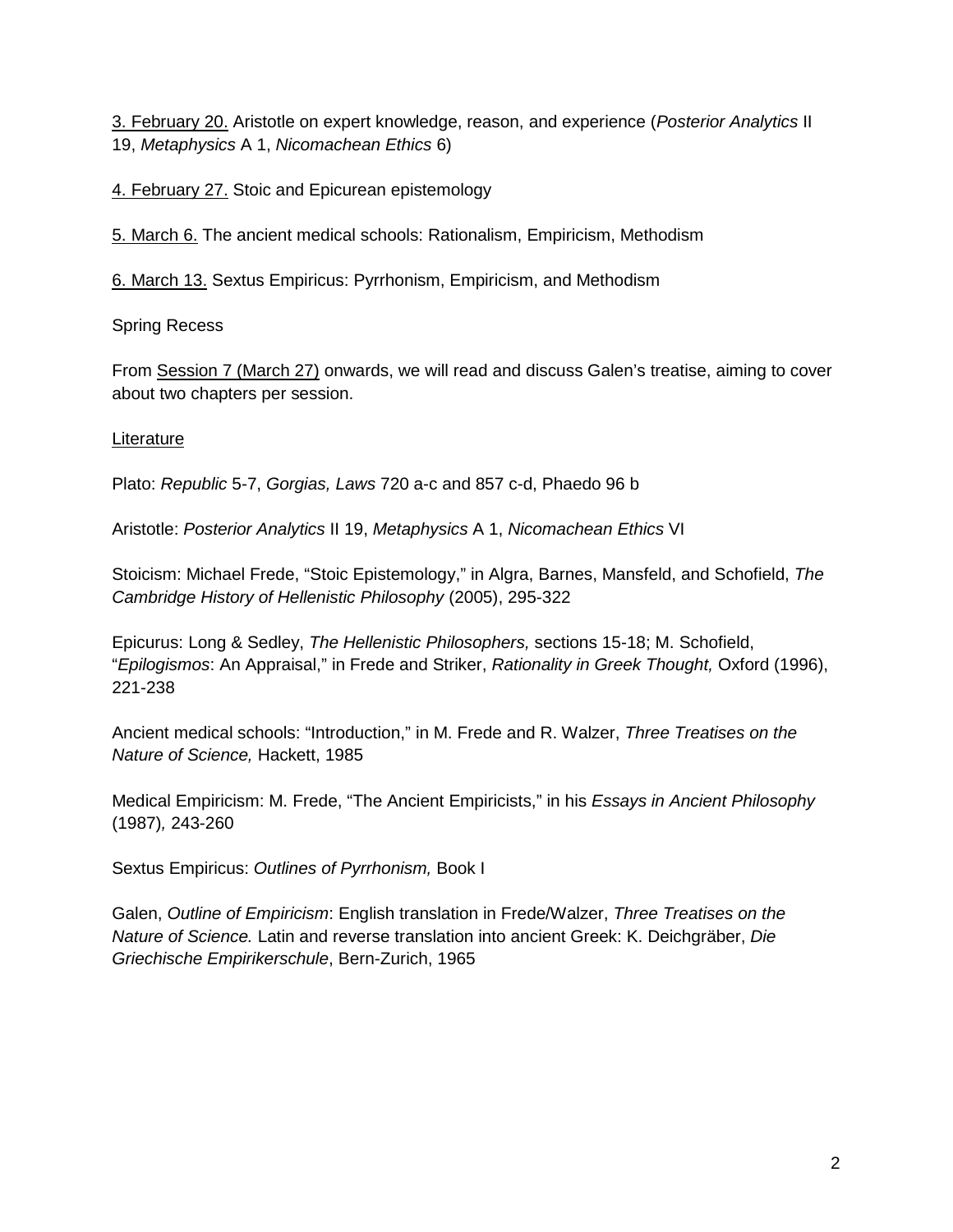3. February 20. Aristotle on expert knowledge, reason, and experience (*Posterior Analytics* II 19, *Metaphysics* A 1, *Nicomachean Ethics* 6)

4. February 27. Stoic and Epicurean epistemology

5. March 6. The ancient medical schools: Rationalism, Empiricism, Methodism

6. March 13. Sextus Empiricus: Pyrrhonism, Empiricism, and Methodism

Spring Recess

From Session 7 (March 27) onwards, we will read and discuss Galen's treatise, aiming to cover about two chapters per session.

Literature

Plato: *Republic* 5-7, *Gorgias, Laws* 720 a-c and 857 c-d, Phaedo 96 b

Aristotle: *Posterior Analytics* II 19, *Metaphysics* A 1, *Nicomachean Ethics* VI

Stoicism: Michael Frede, "Stoic Epistemology," in Algra, Barnes, Mansfeld, and Schofield, *The Cambridge History of Hellenistic Philosophy* (2005), 295-322

Epicurus: Long & Sedley, *The Hellenistic Philosophers,* sections 15-18; M. Schofield, "*Epilogismos*: An Appraisal," in Frede and Striker, *Rationality in Greek Thought,* Oxford (1996), 221-238

Ancient medical schools: "Introduction," in M. Frede and R. Walzer, *Three Treatises on the Nature of Science,* Hackett, 1985

Medical Empiricism: M. Frede, "The Ancient Empiricists," in his *Essays in Ancient Philosophy* (1987), 243-260

Sextus Empiricus: *Outlines of Pyrrhonism,* Book I

Galen, *Outline of Empiricism*: English translation in Frede/Walzer, *Three Treatises on the Nature of Science.* Latin and reverse translation into ancient Greek: K. Deichgräber, *Die Griechische Empirikerschule*, Bern-Zurich, 1965